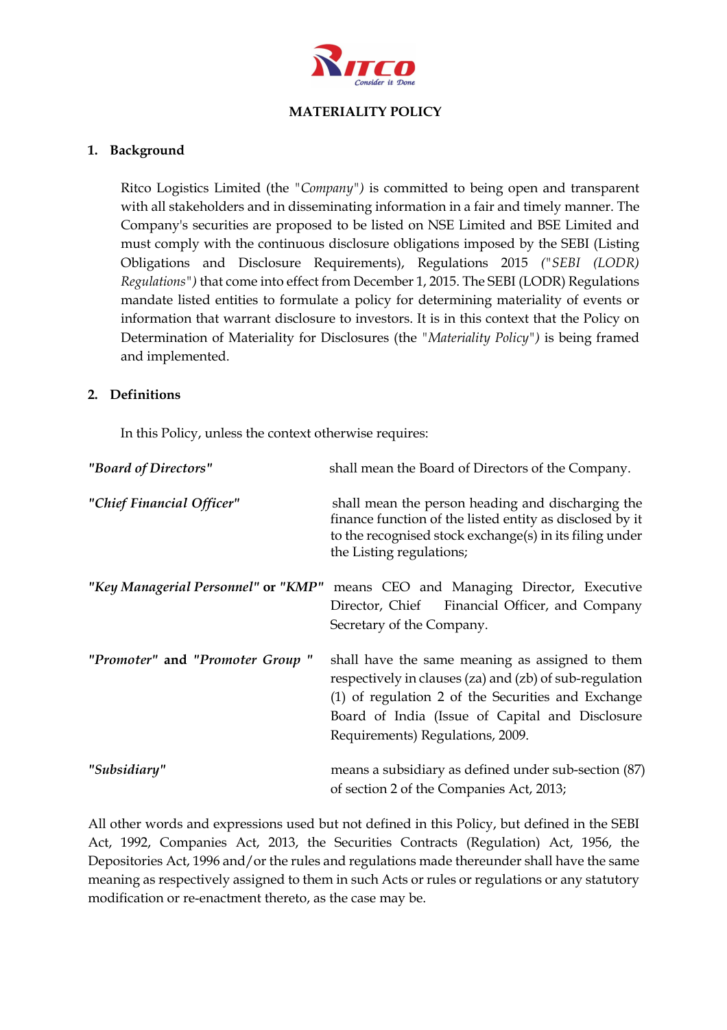# MATERIALITY POLICY

## 1. Background

Ritco Logistics Limited (the "*Company*") is committed to being open and transparent with all stakeholders and in disseminating information in a fair and timely manner. The Company's securities are proposed to be listed on NSE Limited and BSE Limited and must comply with the continuous disclosure obligations imposed by the SEBI (Listing Obligations and Disclosure Requirements), Regulations 2015 *("SEBI (LODR) Regulations")* that come into effect from December 1, 2015. The SEBI (LODR) Regulations mandate listed entities to formulate a policy for determining materiality of events or information that warrant disclosure to investors. It is in this context that the Policy on Determination of Materiality for Disclosures (the *"Materiality Policy")* is being framed and implemented.

## 2. Definitions

In this Policy, unless the context otherwise requires:

| | |
|---|---|
| ***"Board of Directors"*** | shall mean the Board of Directors of the Company. |
| ***"Chief Financial Officer"*** | shall mean the person heading and discharging the finance function of the listed entity as disclosed by it to the recognised stock exchange(s) in its filing under the Listing regulations; |
| ***"Key Managerial Personnel"* or *"KMP"*** | means CEO and Managing Director, Executive Director, Chief Financial Officer, and Company Secretary of the Company. |
| ***"Promoter"* and *"Promoter Group "*** | shall have the same meaning as assigned to them respectively in clauses (za) and (zb) of sub-regulation (1) of regulation 2 of the Securities and Exchange Board of India (Issue of Capital and Disclosure Requirements) Regulations, 2009. |
| ***"Subsidiary"*** | means a subsidiary as defined under sub-section (87) of section 2 of the Companies Act, 2013; |

All other words and expressions used but not defined in this Policy, but defined in the SEBI Act, 1992, Companies Act, 2013, the Securities Contracts (Regulation) Act, 1956, the Depositories Act, 1996 and/or the rules and regulations made thereunder shall have the same meaning as respectively assigned to them in such Acts or rules or regulations or any statutory modification or re-enactment thereto, as the case may be.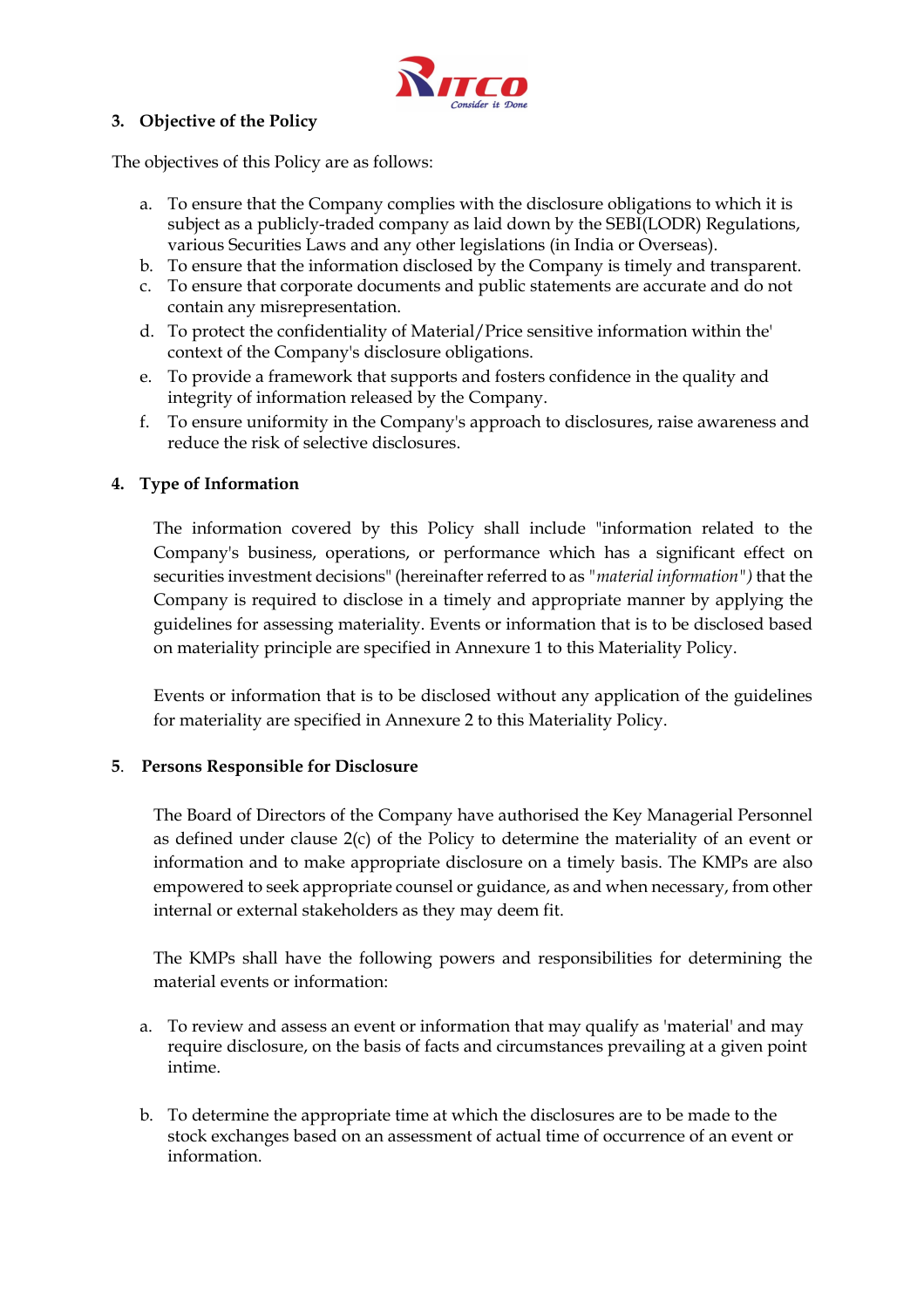## 3. Objective of the Policy

The objectives of this Policy are as follows:

a. To ensure that the Company complies with the disclosure obligations to which it is subject as a publicly-traded company as laid down by the SEBI(LODR) Regulations, various Securities Laws and any other legislations (in India or Overseas).
b. To ensure that the information disclosed by the Company is timely and transparent.
c. To ensure that corporate documents and public statements are accurate and do not contain any misrepresentation.
d. To protect the confidentiality of Material/Price sensitive information within the' context of the Company's disclosure obligations.
e. To provide a framework that supports and fosters confidence in the quality and integrity of information released by the Company.
f. To ensure uniformity in the Company's approach to disclosures, raise awareness and reduce the risk of selective disclosures.

## 4. Type of Information

The information covered by this Policy shall include "information related to the Company's business, operations, or performance which has a significant effect on securities investment decisions" (hereinafter referred to as "*material information")* that the Company is required to disclose in a timely and appropriate manner by applying the guidelines for assessing materiality. Events or information that is to be disclosed based on materiality principle are specified in Annexure 1 to this Materiality Policy.

Events or information that is to be disclosed without any application of the guidelines for materiality are specified in Annexure 2 to this Materiality Policy.

## 5. Persons Responsible for Disclosure

The Board of Directors of the Company have authorised the Key Managerial Personnel as defined under clause 2(c) of the Policy to determine the materiality of an event or information and to make appropriate disclosure on a timely basis. The KMPs are also empowered to seek appropriate counsel or guidance, as and when necessary, from other internal or external stakeholders as they may deem fit.

The KMPs shall have the following powers and responsibilities for determining the material events or information:

a. To review and assess an event or information that may qualify as 'material' and may require disclosure, on the basis of facts and circumstances prevailing at a given point intime.

b. To determine the appropriate time at which the disclosures are to be made to the stock exchanges based on an assessment of actual time of occurrence of an event or information.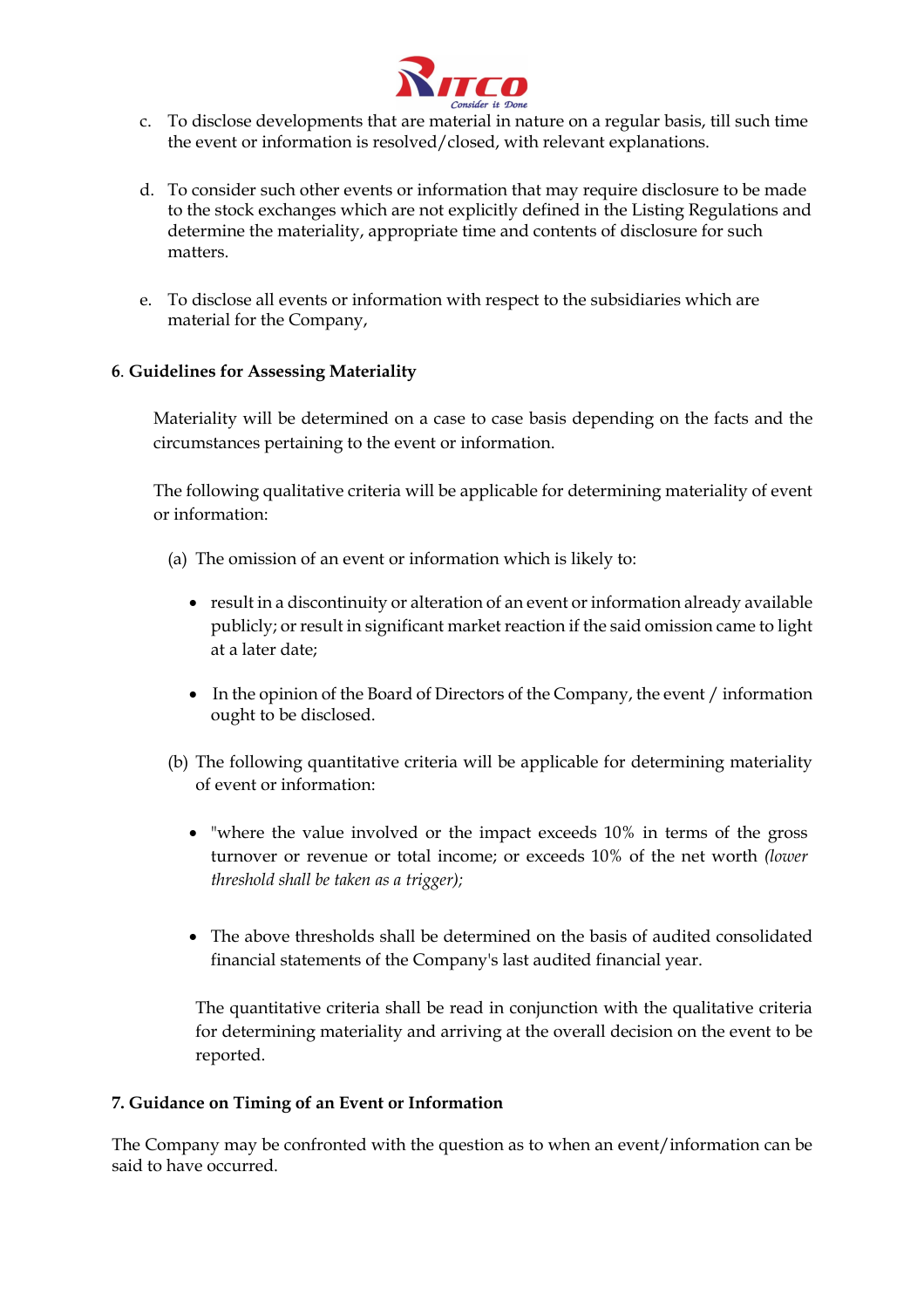c. To disclose developments that are material in nature on a regular basis, till such time the event or information is resolved/closed, with relevant explanations.

d. To consider such other events or information that may require disclosure to be made to the stock exchanges which are not explicitly defined in the Listing Regulations and determine the materiality, appropriate time and contents of disclosure for such matters.

e. To disclose all events or information with respect to the subsidiaries which are material for the Company,

**6. Guidelines for Assessing Materiality**

Materiality will be determined on a case to case basis depending on the facts and the circumstances pertaining to the event or information.

The following qualitative criteria will be applicable for determining materiality of event or information:

(a) The omission of an event or information which is likely to:

- result in a discontinuity or alteration of an event or information already available publicly; or result in significant market reaction if the said omission came to light at a later date;

- In the opinion of the Board of Directors of the Company, the event / information ought to be disclosed.

(b) The following quantitative criteria will be applicable for determining materiality of event or information:

- "where the value involved or the impact exceeds 10% in terms of the gross turnover or revenue or total income; or exceeds 10% of the net worth *(lower threshold shall be taken as a trigger);*

- The above thresholds shall be determined on the basis of audited consolidated financial statements of the Company's last audited financial year.

The quantitative criteria shall be read in conjunction with the qualitative criteria for determining materiality and arriving at the overall decision on the event to be reported.

**7. Guidance on Timing of an Event or Information**

The Company may be confronted with the question as to when an event/information can be said to have occurred.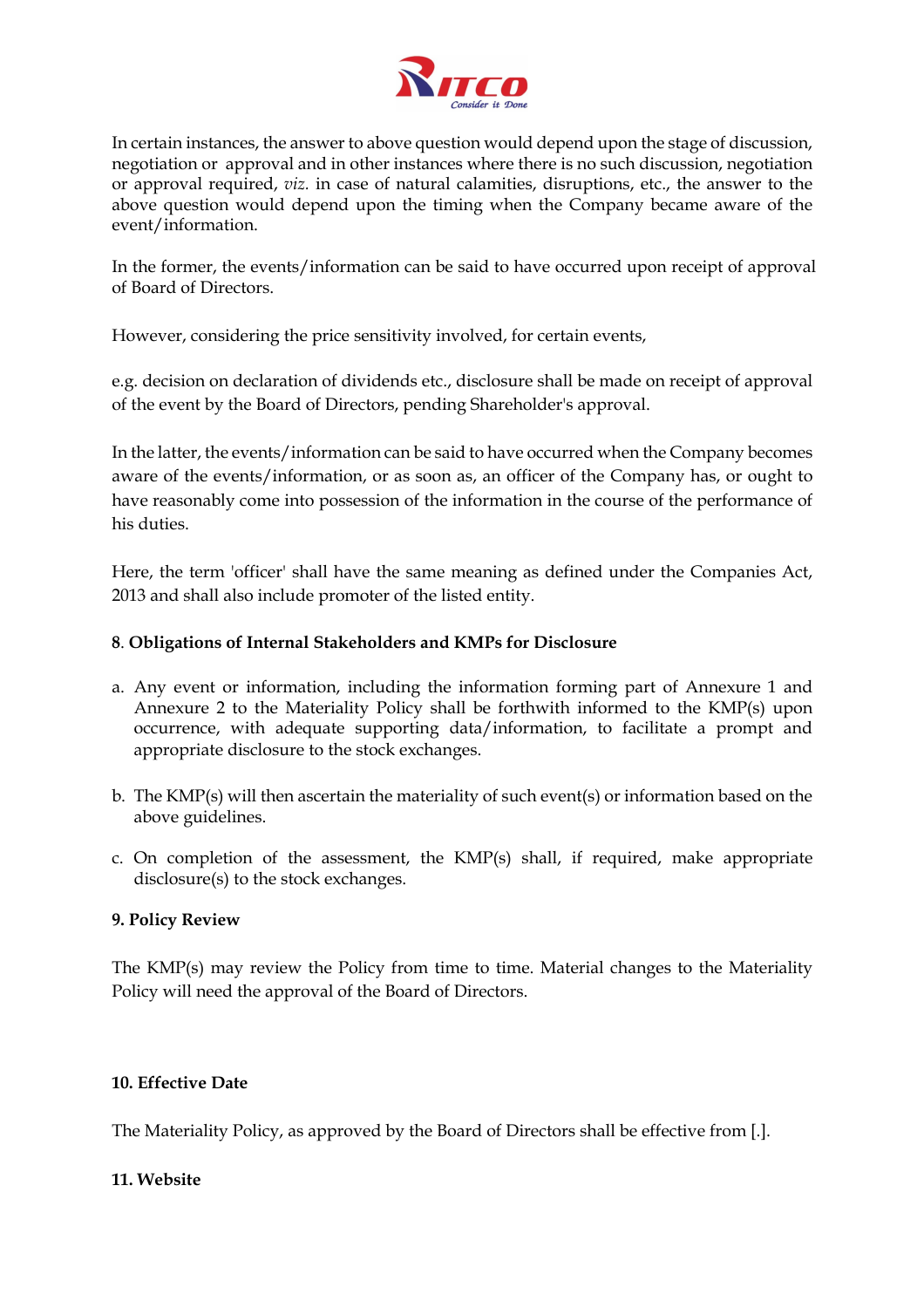In certain instances, the answer to above question would depend upon the stage of discussion, negotiation or approval and in other instances where there is no such discussion, negotiation or approval required, *viz.* in case of natural calamities, disruptions, etc., the answer to the above question would depend upon the timing when the Company became aware of the event/information.

In the former, the events/information can be said to have occurred upon receipt of approval of Board of Directors.

However, considering the price sensitivity involved, for certain events,

e.g. decision on declaration of dividends etc., disclosure shall be made on receipt of approval of the event by the Board of Directors, pending Shareholder's approval.

In the latter, the events/information can be said to have occurred when the Company becomes aware of the events/information, or as soon as, an officer of the Company has, or ought to have reasonably come into possession of the information in the course of the performance of his duties.

Here, the term 'officer' shall have the same meaning as defined under the Companies Act, 2013 and shall also include promoter of the listed entity.

**8. Obligations of Internal Stakeholders and KMPs for Disclosure**

a. Any event or information, including the information forming part of Annexure 1 and Annexure 2 to the Materiality Policy shall be forthwith informed to the KMP(s) upon occurrence, with adequate supporting data/information, to facilitate a prompt and appropriate disclosure to the stock exchanges.

b. The KMP(s) will then ascertain the materiality of such event(s) or information based on the above guidelines.

c. On completion of the assessment, the KMP(s) shall, if required, make appropriate disclosure(s) to the stock exchanges.

**9. Policy Review**

The KMP(s) may review the Policy from time to time. Material changes to the Materiality Policy will need the approval of the Board of Directors.

**10. Effective Date**

The Materiality Policy, as approved by the Board of Directors shall be effective from [.].

**11. Website**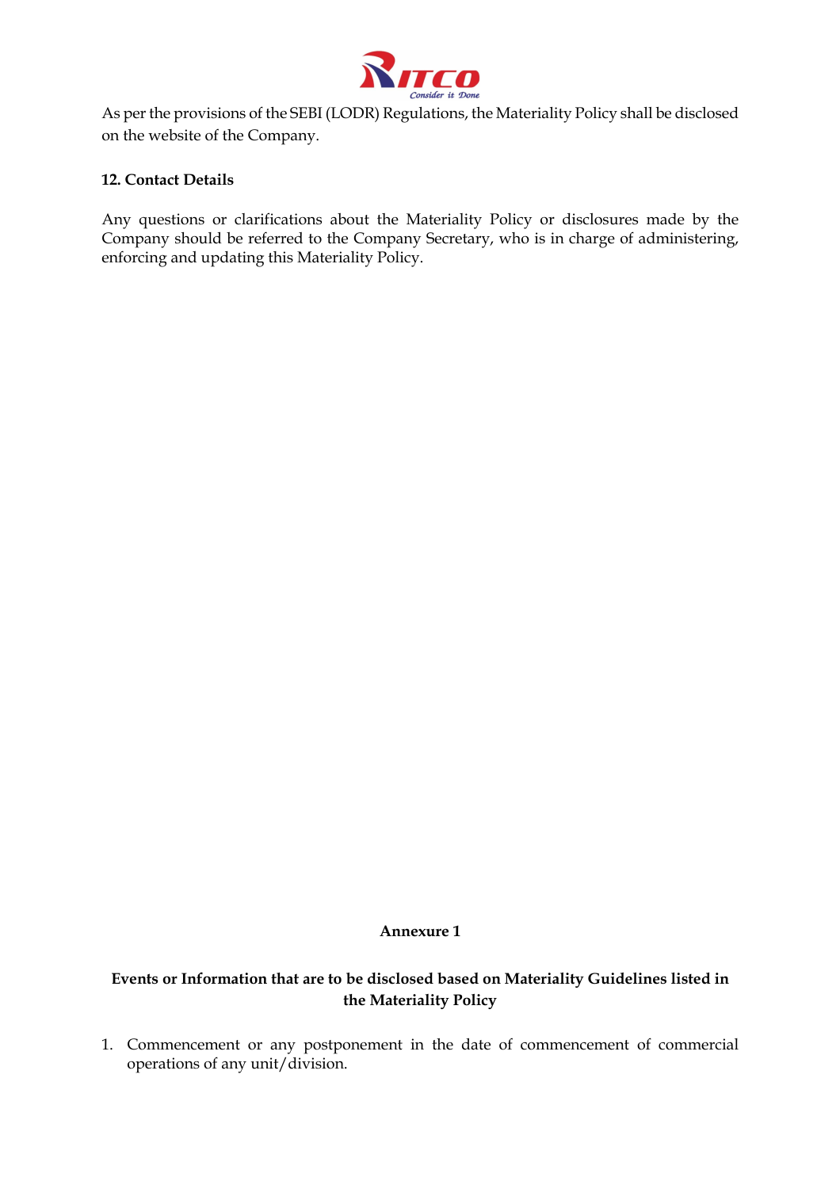As per the provisions of the SEBI (LODR) Regulations, the Materiality Policy shall be disclosed on the website of the Company.

**12. Contact Details**

Any questions or clarifications about the Materiality Policy or disclosures made by the Company should be referred to the Company Secretary, who is in charge of administering, enforcing and updating this Materiality Policy.

**Annexure 1**

**Events or Information that are to be disclosed based on Materiality Guidelines listed in the Materiality Policy**

1. Commencement or any postponement in the date of commencement of commercial operations of any unit/division.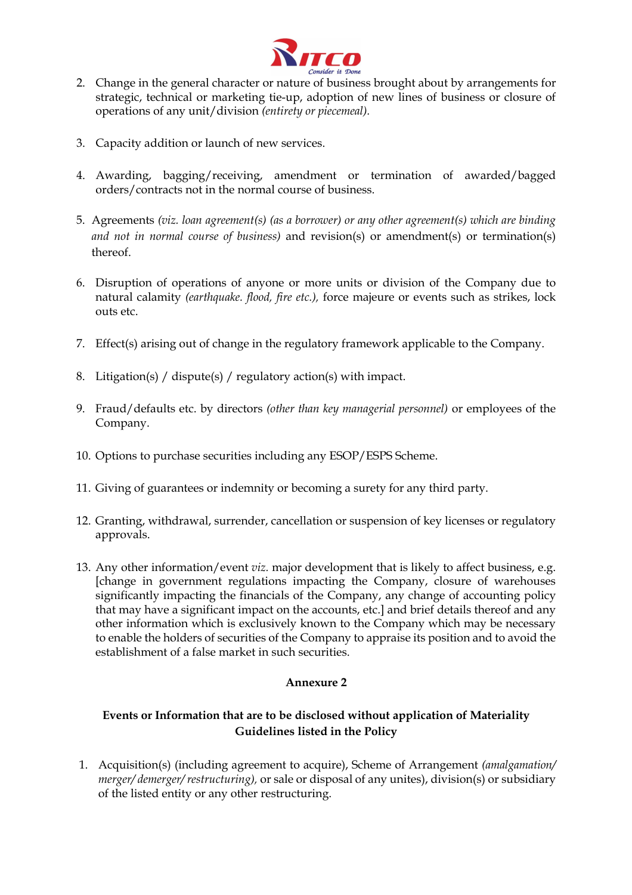2. Change in the general character or nature of business brought about by arrangements for strategic, technical or marketing tie-up, adoption of new lines of business or closure of operations of any unit/division *(entirety or piecemeal).*

3. Capacity addition or launch of new services.

4. Awarding, bagging/receiving, amendment or termination of awarded/bagged orders/contracts not in the normal course of business.

5. Agreements *(viz. loan agreement(s) (as a borrower) or any other agreement(s) which are binding and not in normal course of business)* and revision(s) or amendment(s) or termination(s) thereof.

6. Disruption of operations of anyone or more units or division of the Company due to natural calamity *(earthquake. flood, fire etc.),* force majeure or events such as strikes, lock outs etc.

7. Effect(s) arising out of change in the regulatory framework applicable to the Company.

8. Litigation(s) / dispute(s) / regulatory action(s) with impact.

9. Fraud/defaults etc. by directors *(other than key managerial personnel)* or employees of the Company.

10. Options to purchase securities including any ESOP/ESPS Scheme.

11. Giving of guarantees or indemnity or becoming a surety for any third party.

12. Granting, withdrawal, surrender, cancellation or suspension of key licenses or regulatory approvals.

13. Any other information/event *viz.* major development that is likely to affect business, e.g. [change in government regulations impacting the Company, closure of warehouses significantly impacting the financials of the Company, any change of accounting policy that may have a significant impact on the accounts, etc.] and brief details thereof and any other information which is exclusively known to the Company which may be necessary to enable the holders of securities of the Company to appraise its position and to avoid the establishment of a false market in such securities.

## Annexure 2

### Events or Information that are to be disclosed without application of Materiality Guidelines listed in the Policy

1. Acquisition(s) (including agreement to acquire), Scheme of Arrangement *(amalgamation/ merger/ demerger/ restructuring),* or sale or disposal of any unites), division(s) or subsidiary of the listed entity or any other restructuring.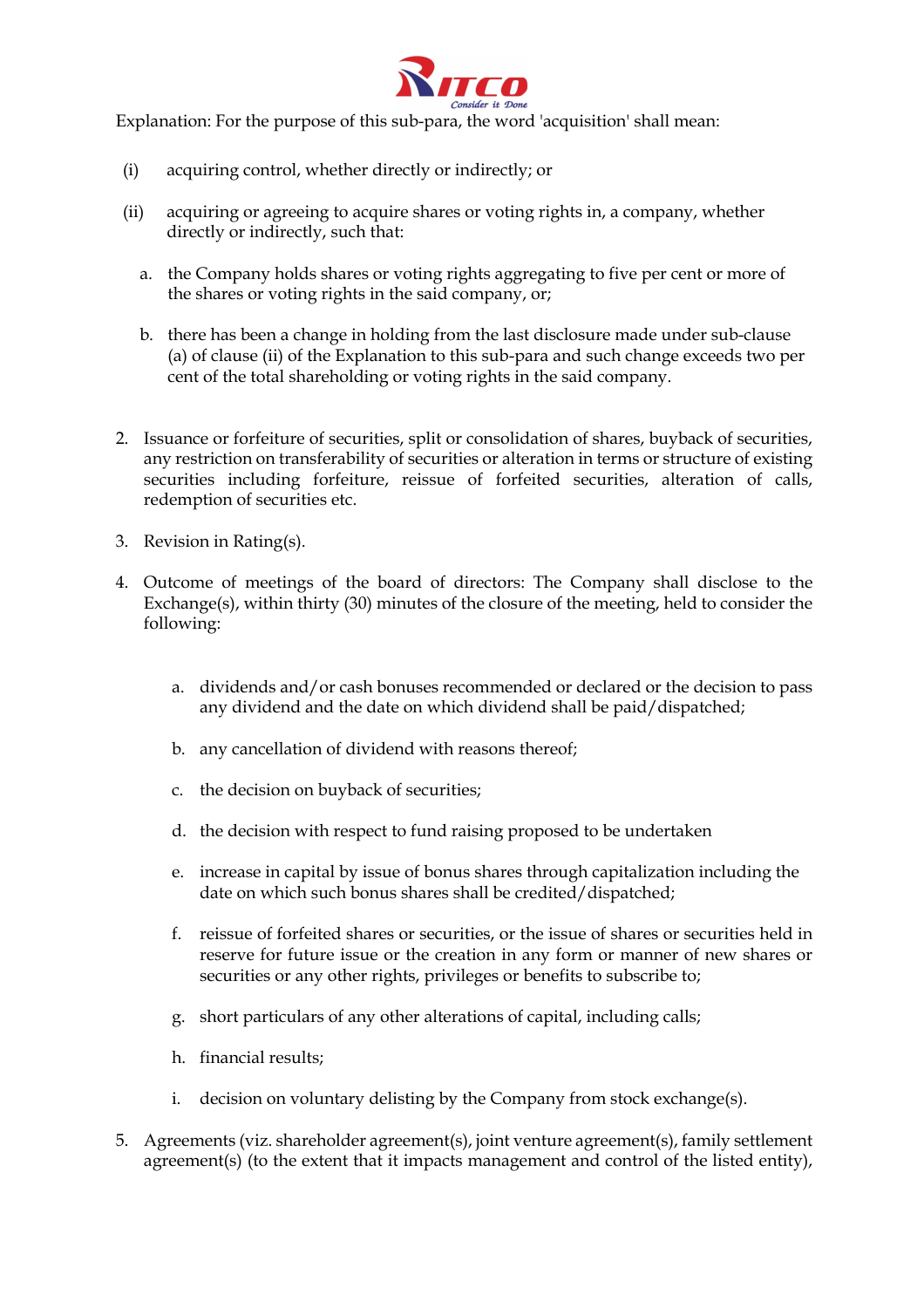Explanation: For the purpose of this sub-para, the word 'acquisition' shall mean:

(i) acquiring control, whether directly or indirectly; or

(ii) acquiring or agreeing to acquire shares or voting rights in, a company, whether directly or indirectly, such that:

  a. the Company holds shares or voting rights aggregating to five per cent or more of the shares or voting rights in the said company, or;

  b. there has been a change in holding from the last disclosure made under sub-clause (a) of clause (ii) of the Explanation to this sub-para and such change exceeds two per cent of the total shareholding or voting rights in the said company.

2. Issuance or forfeiture of securities, split or consolidation of shares, buyback of securities, any restriction on transferability of securities or alteration in terms or structure of existing securities including forfeiture, reissue of forfeited securities, alteration of calls, redemption of securities etc.

3. Revision in Rating(s).

4. Outcome of meetings of the board of directors: The Company shall disclose to the Exchange(s), within thirty (30) minutes of the closure of the meeting, held to consider the following:

   a. dividends and/or cash bonuses recommended or declared or the decision to pass any dividend and the date on which dividend shall be paid/dispatched;

   b. any cancellation of dividend with reasons thereof;

   c. the decision on buyback of securities;

   d. the decision with respect to fund raising proposed to be undertaken

   e. increase in capital by issue of bonus shares through capitalization including the date on which such bonus shares shall be credited/dispatched;

   f. reissue of forfeited shares or securities, or the issue of shares or securities held in reserve for future issue or the creation in any form or manner of new shares or securities or any other rights, privileges or benefits to subscribe to;

   g. short particulars of any other alterations of capital, including calls;

   h. financial results;

   i. decision on voluntary delisting by the Company from stock exchange(s).

5. Agreements (viz. shareholder agreement(s), joint venture agreement(s), family settlement agreement(s) (to the extent that it impacts management and control of the listed entity),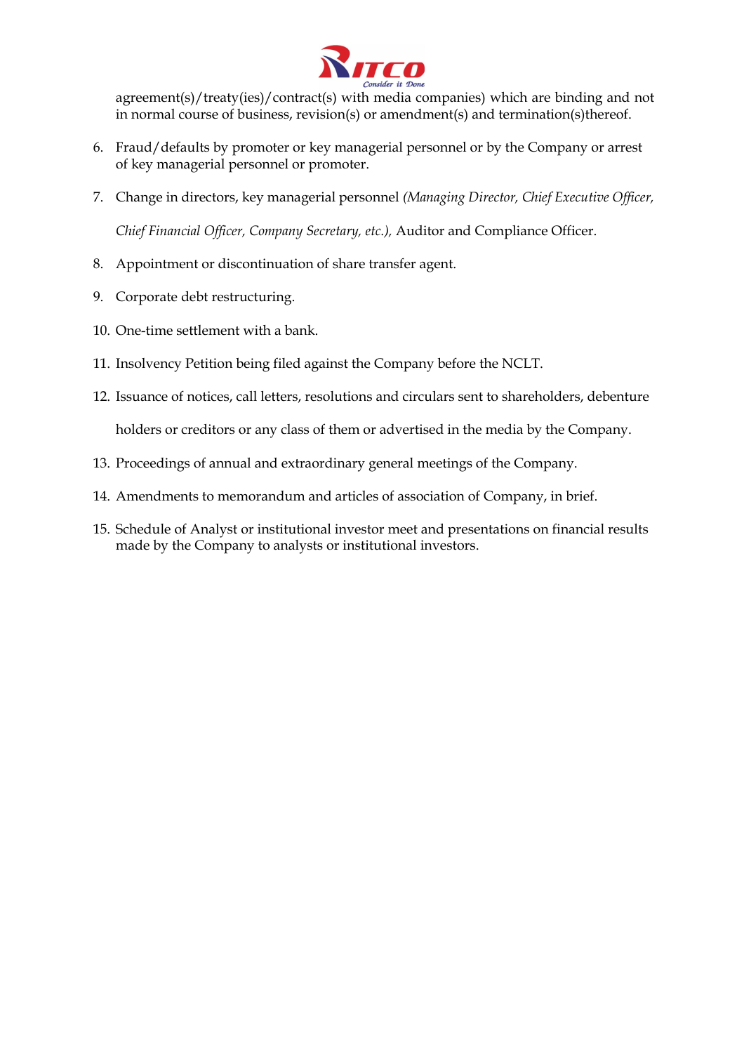agreement(s)/treaty(ies)/contract(s) with media companies) which are binding and not in normal course of business, revision(s) or amendment(s) and termination(s)thereof.

6. Fraud/defaults by promoter or key managerial personnel or by the Company or arrest of key managerial personnel or promoter.

7. Change in directors, key managerial personnel *(Managing Director, Chief Executive Officer, Chief Financial Officer, Company Secretary, etc.),* Auditor and Compliance Officer.

8. Appointment or discontinuation of share transfer agent.

9. Corporate debt restructuring.

10. One-time settlement with a bank.

11. Insolvency Petition being filed against the Company before the NCLT.

12. Issuance of notices, call letters, resolutions and circulars sent to shareholders, debenture holders or creditors or any class of them or advertised in the media by the Company.

13. Proceedings of annual and extraordinary general meetings of the Company.

14. Amendments to memorandum and articles of association of Company, in brief.

15. Schedule of Analyst or institutional investor meet and presentations on financial results made by the Company to analysts or institutional investors.